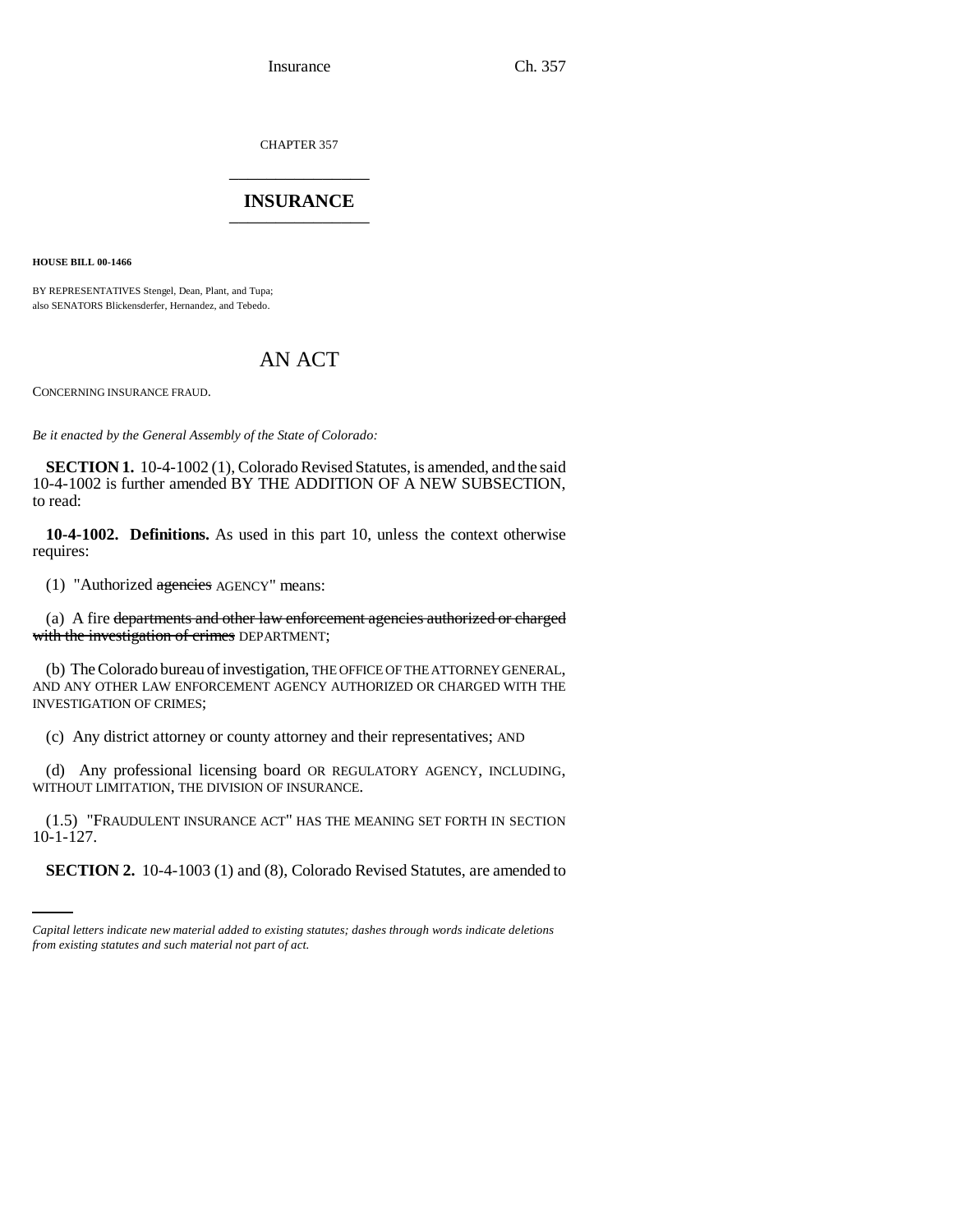CHAPTER 357

# INSURANCE

**HOUSE BILL 00-1466**

BY REPRESENTATIVES Stengel, Dean, Plant, and Tupa;
also SENATORS Blickensderfer, Hernandez, and Tebedo.

# AN ACT

CONCERNING INSURANCE FRAUD.

*Be it enacted by the General Assembly of the State of Colorado:*

**SECTION 1.** 10-4-1002 (1), Colorado Revised Statutes, is amended, and the said 10-4-1002 is further amended BY THE ADDITION OF A NEW SUBSECTION, to read:

**10-4-1002. Definitions.** As used in this part 10, unless the context otherwise requires:

(1) "Authorized ~~agencies~~ AGENCY" means:

(a) A fire ~~departments and other law enforcement agencies authorized or charged with the investigation of crimes~~ DEPARTMENT;

(b) The Colorado bureau of investigation, THE OFFICE OF THE ATTORNEY GENERAL, AND ANY OTHER LAW ENFORCEMENT AGENCY AUTHORIZED OR CHARGED WITH THE INVESTIGATION OF CRIMES;

(c) Any district attorney or county attorney and their representatives; AND

(d) Any professional licensing board OR REGULATORY AGENCY, INCLUDING, WITHOUT LIMITATION, THE DIVISION OF INSURANCE.

(1.5) "FRAUDULENT INSURANCE ACT" HAS THE MEANING SET FORTH IN SECTION 10-1-127.

**SECTION 2.** 10-4-1003 (1) and (8), Colorado Revised Statutes, are amended to

*Capital letters indicate new material added to existing statutes; dashes through words indicate deletions from existing statutes and such material not part of act.*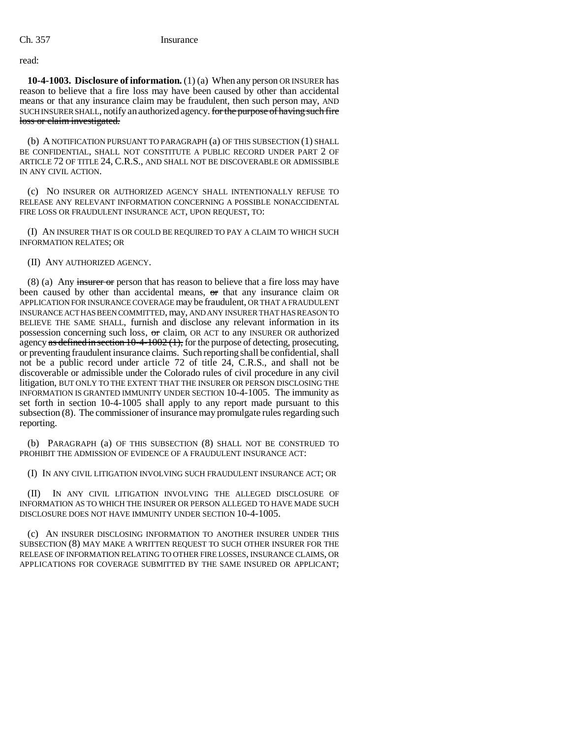read:

**10-4-1003. Disclosure of information.** (1) (a) When any person OR INSURER has reason to believe that a fire loss may have been caused by other than accidental means or that any insurance claim may be fraudulent, then such person may, AND SUCH INSURER SHALL, notify an authorized agency. ~~for the purpose of having such fire loss or claim investigated.~~

(b) A NOTIFICATION PURSUANT TO PARAGRAPH (a) OF THIS SUBSECTION (1) SHALL BE CONFIDENTIAL, SHALL NOT CONSTITUTE A PUBLIC RECORD UNDER PART 2 OF ARTICLE 72 OF TITLE 24, C.R.S., AND SHALL NOT BE DISCOVERABLE OR ADMISSIBLE IN ANY CIVIL ACTION.

(c) NO INSURER OR AUTHORIZED AGENCY SHALL INTENTIONALLY REFUSE TO RELEASE ANY RELEVANT INFORMATION CONCERNING A POSSIBLE NONACCIDENTAL FIRE LOSS OR FRAUDULENT INSURANCE ACT, UPON REQUEST, TO:

(I) AN INSURER THAT IS OR COULD BE REQUIRED TO PAY A CLAIM TO WHICH SUCH INFORMATION RELATES; OR

(II) ANY AUTHORIZED AGENCY.

(8) (a) Any ~~insurer or~~ person that has reason to believe that a fire loss may have been caused by other than accidental means, ~~or~~ that any insurance claim OR APPLICATION FOR INSURANCE COVERAGE may be fraudulent, OR THAT A FRAUDULENT INSURANCE ACT HAS BEEN COMMITTED, may, AND ANY INSURER THAT HAS REASON TO BELIEVE THE SAME SHALL, furnish and disclose any relevant information in its possession concerning such loss, ~~or~~ claim, OR ACT to any INSURER OR authorized agency ~~as defined in section 10-4-1002 (1),~~ for the purpose of detecting, prosecuting, or preventing fraudulent insurance claims. Such reporting shall be confidential, shall not be a public record under article 72 of title 24, C.R.S., and shall not be discoverable or admissible under the Colorado rules of civil procedure in any civil litigation, BUT ONLY TO THE EXTENT THAT THE INSURER OR PERSON DISCLOSING THE INFORMATION IS GRANTED IMMUNITY UNDER SECTION 10-4-1005. The immunity as set forth in section 10-4-1005 shall apply to any report made pursuant to this subsection (8). The commissioner of insurance may promulgate rules regarding such reporting.

(b) PARAGRAPH (a) OF THIS SUBSECTION (8) SHALL NOT BE CONSTRUED TO PROHIBIT THE ADMISSION OF EVIDENCE OF A FRAUDULENT INSURANCE ACT:

(I) IN ANY CIVIL LITIGATION INVOLVING SUCH FRAUDULENT INSURANCE ACT; OR

(II) IN ANY CIVIL LITIGATION INVOLVING THE ALLEGED DISCLOSURE OF INFORMATION AS TO WHICH THE INSURER OR PERSON ALLEGED TO HAVE MADE SUCH DISCLOSURE DOES NOT HAVE IMMUNITY UNDER SECTION 10-4-1005.

(c) AN INSURER DISCLOSING INFORMATION TO ANOTHER INSURER UNDER THIS SUBSECTION (8) MAY MAKE A WRITTEN REQUEST TO SUCH OTHER INSURER FOR THE RELEASE OF INFORMATION RELATING TO OTHER FIRE LOSSES, INSURANCE CLAIMS, OR APPLICATIONS FOR COVERAGE SUBMITTED BY THE SAME INSURED OR APPLICANT;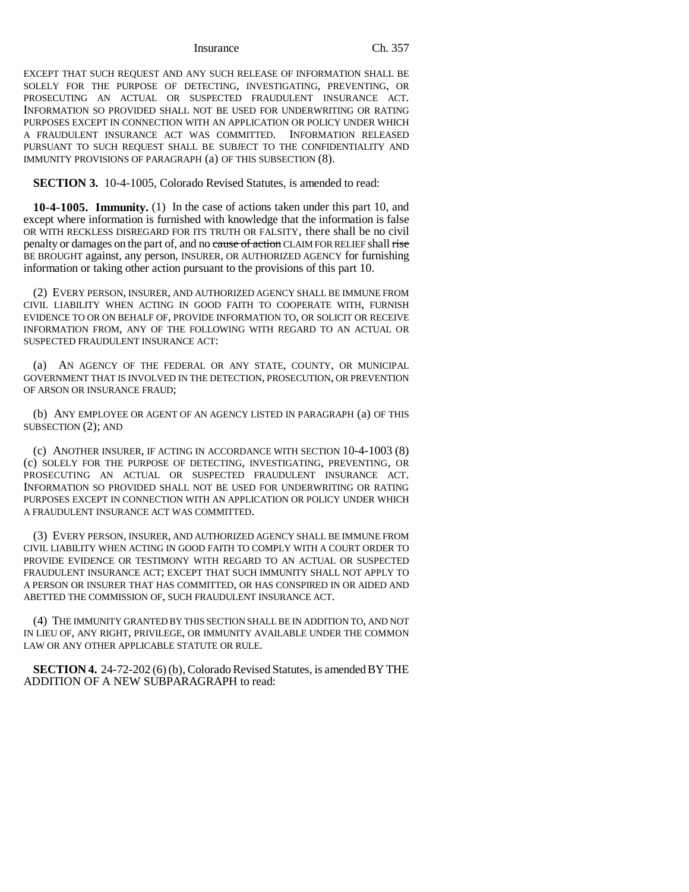EXCEPT THAT SUCH REQUEST AND ANY SUCH RELEASE OF INFORMATION SHALL BE SOLELY FOR THE PURPOSE OF DETECTING, INVESTIGATING, PREVENTING, OR PROSECUTING AN ACTUAL OR SUSPECTED FRAUDULENT INSURANCE ACT. INFORMATION SO PROVIDED SHALL NOT BE USED FOR UNDERWRITING OR RATING PURPOSES EXCEPT IN CONNECTION WITH AN APPLICATION OR POLICY UNDER WHICH A FRAUDULENT INSURANCE ACT WAS COMMITTED. INFORMATION RELEASED PURSUANT TO SUCH REQUEST SHALL BE SUBJECT TO THE CONFIDENTIALITY AND IMMUNITY PROVISIONS OF PARAGRAPH (a) OF THIS SUBSECTION (8).

**SECTION 3.** 10-4-1005, Colorado Revised Statutes, is amended to read:

**10-4-1005. Immunity.** (1) In the case of actions taken under this part 10, and except where information is furnished with knowledge that the information is false OR WITH RECKLESS DISREGARD FOR ITS TRUTH OR FALSITY, there shall be no civil penalty or damages on the part of, and no ~~cause of action~~ CLAIM FOR RELIEF shall ~~rise~~ BE BROUGHT against, any person, INSURER, OR AUTHORIZED AGENCY for furnishing information or taking other action pursuant to the provisions of this part 10.

(2) EVERY PERSON, INSURER, AND AUTHORIZED AGENCY SHALL BE IMMUNE FROM CIVIL LIABILITY WHEN ACTING IN GOOD FAITH TO COOPERATE WITH, FURNISH EVIDENCE TO OR ON BEHALF OF, PROVIDE INFORMATION TO, OR SOLICIT OR RECEIVE INFORMATION FROM, ANY OF THE FOLLOWING WITH REGARD TO AN ACTUAL OR SUSPECTED FRAUDULENT INSURANCE ACT:

(a) AN AGENCY OF THE FEDERAL OR ANY STATE, COUNTY, OR MUNICIPAL GOVERNMENT THAT IS INVOLVED IN THE DETECTION, PROSECUTION, OR PREVENTION OF ARSON OR INSURANCE FRAUD;

(b) ANY EMPLOYEE OR AGENT OF AN AGENCY LISTED IN PARAGRAPH (a) OF THIS SUBSECTION (2); AND

(c) ANOTHER INSURER, IF ACTING IN ACCORDANCE WITH SECTION 10-4-1003 (8) (c) SOLELY FOR THE PURPOSE OF DETECTING, INVESTIGATING, PREVENTING, OR PROSECUTING AN ACTUAL OR SUSPECTED FRAUDULENT INSURANCE ACT. INFORMATION SO PROVIDED SHALL NOT BE USED FOR UNDERWRITING OR RATING PURPOSES EXCEPT IN CONNECTION WITH AN APPLICATION OR POLICY UNDER WHICH A FRAUDULENT INSURANCE ACT WAS COMMITTED.

(3) EVERY PERSON, INSURER, AND AUTHORIZED AGENCY SHALL BE IMMUNE FROM CIVIL LIABILITY WHEN ACTING IN GOOD FAITH TO COMPLY WITH A COURT ORDER TO PROVIDE EVIDENCE OR TESTIMONY WITH REGARD TO AN ACTUAL OR SUSPECTED FRAUDULENT INSURANCE ACT; EXCEPT THAT SUCH IMMUNITY SHALL NOT APPLY TO A PERSON OR INSURER THAT HAS COMMITTED, OR HAS CONSPIRED IN OR AIDED AND ABETTED THE COMMISSION OF, SUCH FRAUDULENT INSURANCE ACT.

(4) THE IMMUNITY GRANTED BY THIS SECTION SHALL BE IN ADDITION TO, AND NOT IN LIEU OF, ANY RIGHT, PRIVILEGE, OR IMMUNITY AVAILABLE UNDER THE COMMON LAW OR ANY OTHER APPLICABLE STATUTE OR RULE.

**SECTION 4.** 24-72-202 (6) (b), Colorado Revised Statutes, is amended BY THE ADDITION OF A NEW SUBPARAGRAPH to read: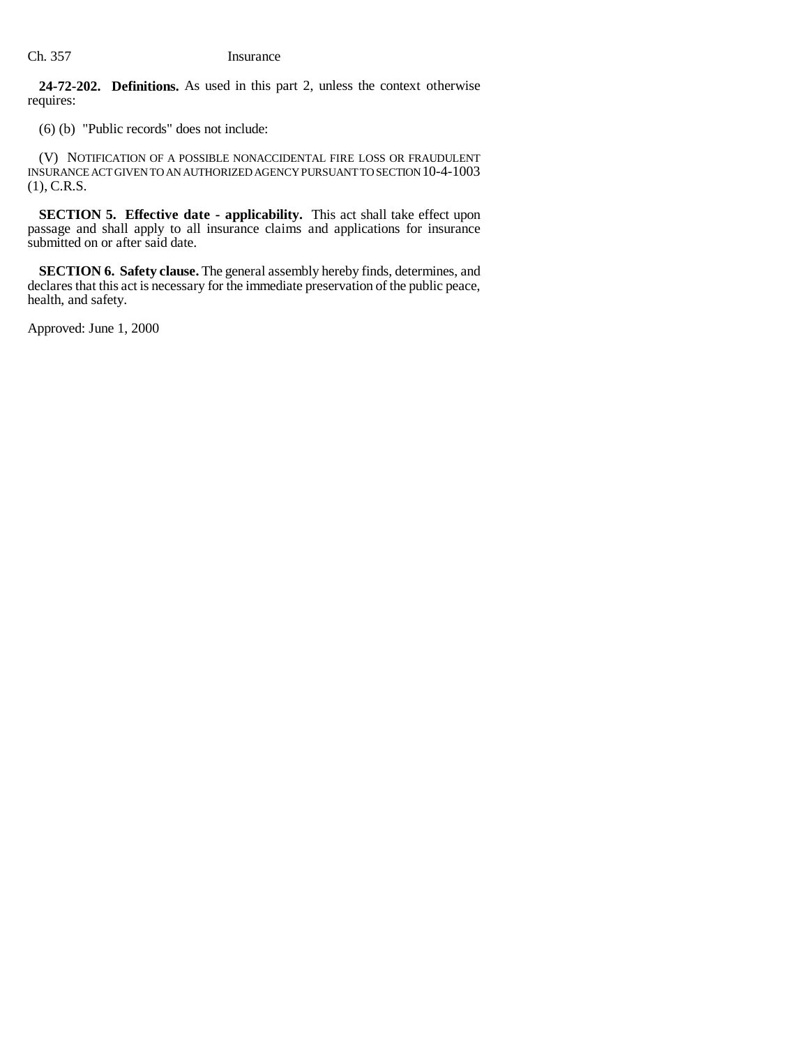**24-72-202. Definitions.** As used in this part 2, unless the context otherwise requires:

(6) (b) "Public records" does not include:

(V) NOTIFICATION OF A POSSIBLE NONACCIDENTAL FIRE LOSS OR FRAUDULENT INSURANCE ACT GIVEN TO AN AUTHORIZED AGENCY PURSUANT TO SECTION 10-4-1003 (1), C.R.S.

**SECTION 5. Effective date - applicability.** This act shall take effect upon passage and shall apply to all insurance claims and applications for insurance submitted on or after said date.

**SECTION 6. Safety clause.** The general assembly hereby finds, determines, and declares that this act is necessary for the immediate preservation of the public peace, health, and safety.

Approved: June 1, 2000